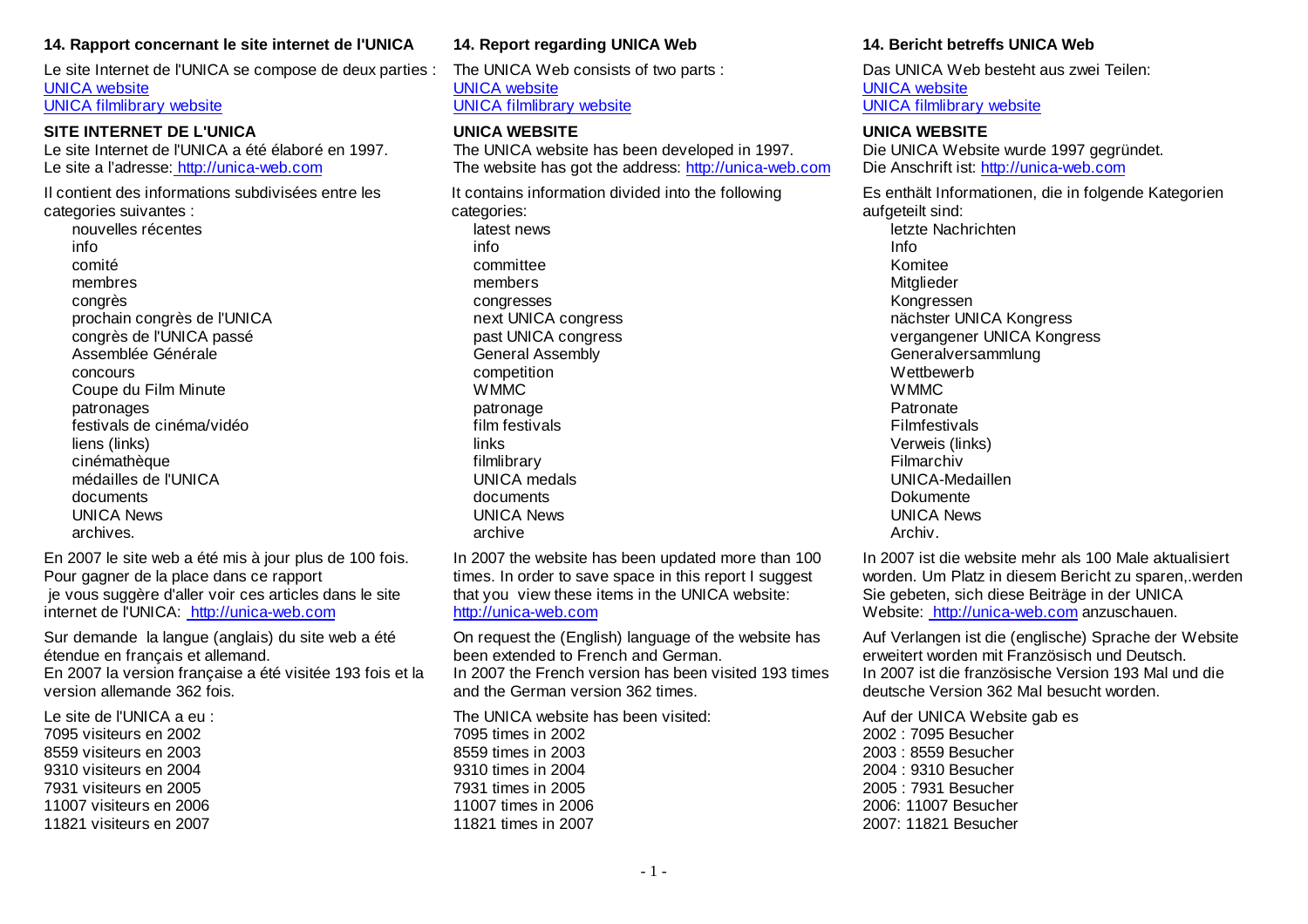## 14. Rapport concernant le site internet de l'UNICA

Le site Internet de l'UNICA se compose de deux parties :
[UNICA website](http://unica-web.com)
UNICA filmlibrary website

### SITE INTERNET DE L'UNICA

Le site Internet de l'UNICA a été élaboré en 1997.
Le site a l'adresse: http://unica-web.com

Il contient des informations subdivisées entre les categories suivantes :

- nouvelles récentes
- info
- comité
- membres
- congrès
- prochain congrès de l'UNICA
- congrès de l'UNICA passé
- Assemblée Générale
- concours
- Coupe du Film Minute
- patronages
- festivals de cinéma/vidéo
- liens (links)
- cinémathèque
- médailles de l'UNICA
- documents
- UNICA News
- archives.

En 2007 le site web a été mis à jour plus de 100 fois. Pour gagner de la place dans ce rapport
je vous suggère d'aller voir ces articles dans le site internet de l'UNICA: http://unica-web.com

Sur demande la langue (anglais) du site web a été étendue en français et allemand.
En 2007 la version française a été visitée 193 fois et la version allemande 362 fois.

Le site de l'UNICA a eu :
7095 visiteurs en 2002
8559 visiteurs en 2003
9310 visiteurs en 2004
7931 visiteurs en 2005
11007 visiteurs en 2006
11821 visiteurs en 2007

## 14. Report regarding UNICA Web

The UNICA Web consists of two parts :
UNICA website
UNICA filmlibrary website

### UNICA WEBSITE

The UNICA website has been developed in 1997.
The website has got the address: http://unica-web.com

It contains information divided into the following categories:

- latest news
- info
- committee
- members
- congresses
- next UNICA congress
- past UNICA congress
- General Assembly
- competition
- WMMC
- patronage
- film festivals
- links
- filmlibrary
- UNICA medals
- documents
- UNICA News
- archive

In 2007 the website has been updated more than 100 times. In order to save space in this report I suggest that you view these items in the UNICA website: http://unica-web.com

On request the (English) language of the website has been extended to French and German.
In 2007 the French version has been visited 193 times and the German version 362 times.

The UNICA website has been visited:
7095 times in 2002
8559 times in 2003
9310 times in 2004
7931 times in 2005
11007 times in 2006
11821 times in 2007

## 14. Bericht betreffs UNICA Web

Das UNICA Web besteht aus zwei Teilen:
UNICA website
UNICA filmlibrary website

### UNICA WEBSITE

Die UNICA Website wurde 1997 gegründet.
Die Anschrift ist: http://unica-web.com

Es enthält Informationen, die in folgende Kategorien aufgeteilt sind:

- letzte Nachrichten
- Info
- Komitee
- Mitglieder
- Kongressen
- nächster UNICA Kongress
- vergangener UNICA Kongress
- Generalversammlung
- Wettbewerb
- WMMC
- Patronate
- Filmfestivals
- Verweis (links)
- Filmarchiv
- UNICA-Medaillen
- Dokumente
- UNICA News
- Archiv.

In 2007 ist die website mehr als 100 Male aktualisiert worden. Um Platz in diesem Bericht zu sparen,.werden Sie gebeten, sich diese Beiträge in der UNICA Website: http://unica-web.com anzuschauen.

Auf Verlangen ist die (englische) Sprache der Website erweitert worden mit Französisch und Deutsch.
In 2007 ist die französische Version 193 Mal und die deutsche Version 362 Mal besucht worden.

Auf der UNICA Website gab es
2002 : 7095 Besucher
2003 : 8559 Besucher
2004 : 9310 Besucher
2005 : 7931 Besucher
2006: 11007 Besucher
2007: 11821 Besucher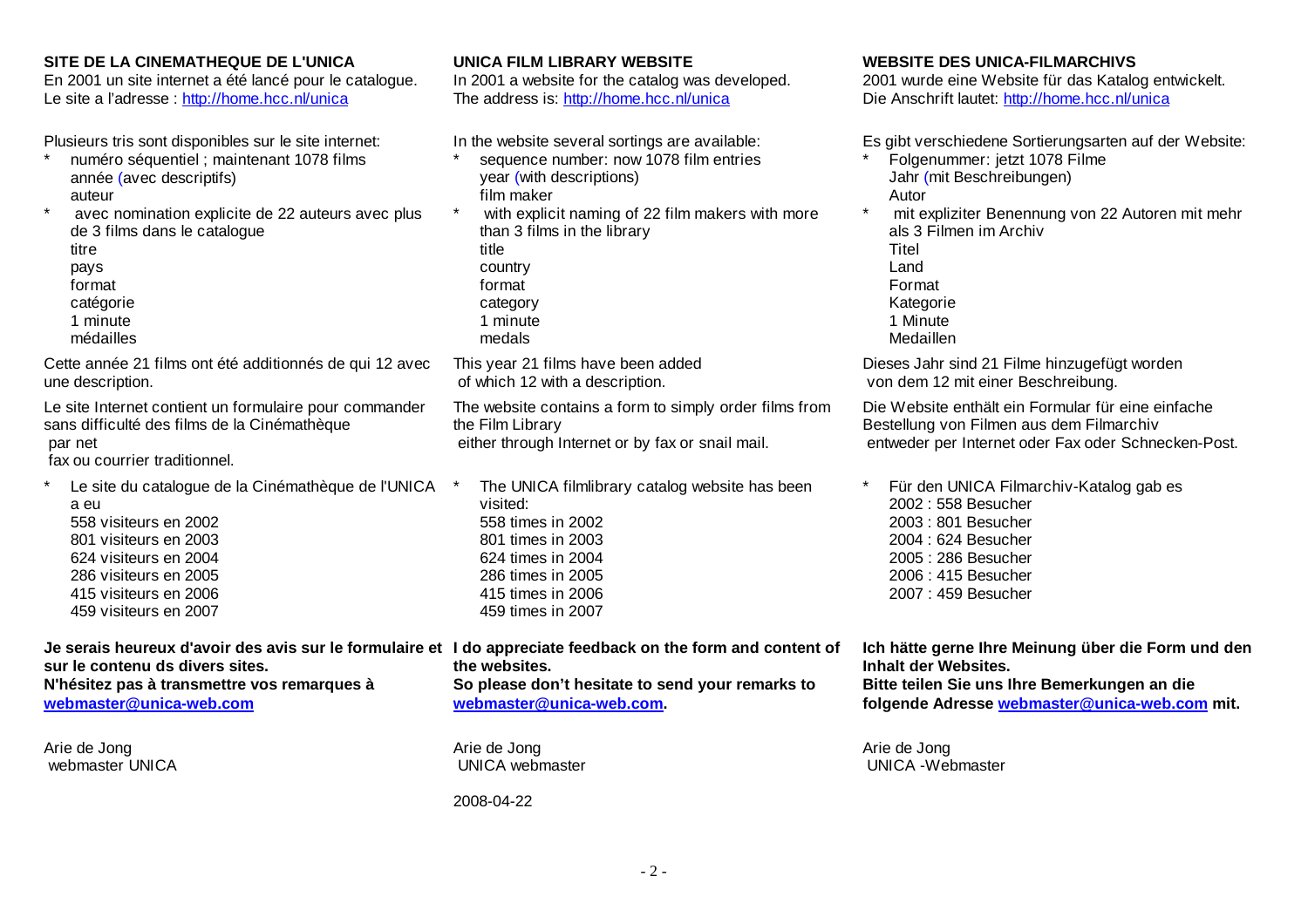**SITE DE LA CINEMATHEQUE DE L'UNICA**

En 2001 un site internet a été lancé pour le catalogue.
Le site a l'adresse : http://home.hcc.nl/unica

Plusieurs tris sont disponibles sur le site internet:

* numéro séquentiel ; maintenant 1078 films
  année (avec descriptifs)
  auteur
* avec nomination explicite de 22 auteurs avec plus de 3 films dans le catalogue
  titre
  pays
  format
  catégorie
  1 minute
  médailles

Cette année 21 films ont été additionnés de qui 12 avec une description.

Le site Internet contient un formulaire pour commander sans difficulté des films de la Cinémathèque
par net
fax ou courrier traditionnel.

* Le site du catalogue de la Cinémathèque de l'UNICA a eu
  558 visiteurs en 2002
  801 visiteurs en 2003
  624 visiteurs en 2004
  286 visiteurs en 2005
  415 visiteurs en 2006
  459 visiteurs en 2007

**Je serais heureux d'avoir des avis sur le formulaire et sur le contenu ds divers sites.**
**N'hésitez pas à transmettre vos remarques à webmaster@unica-web.com**

Arie de Jong
webmaster UNICA

**UNICA FILM LIBRARY WEBSITE**

In 2001 a website for the catalog was developed.
The address is: http://home.hcc.nl/unica

In the website several sortings are available:

* sequence number: now 1078 film entries
  year (with descriptions)
  film maker
* with explicit naming of 22 film makers with more than 3 films in the library
  title
  country
  format
  category
  1 minute
  medals

This year 21 films have been added
of which 12 with a description.

The website contains a form to simply order films from the Film Library
either through Internet or by fax or snail mail.

* The UNICA filmlibrary catalog website has been visited:
  558 times in 2002
  801 times in 2003
  624 times in 2004
  286 times in 2005
  415 times in 2006
  459 times in 2007

**I do appreciate feedback on the form and content of the websites.**
**So please don't hesitate to send your remarks to webmaster@unica-web.com.**

Arie de Jong
UNICA webmaster

2008-04-22

**WEBSITE DES UNICA-FILMARCHIVS**

2001 wurde eine Website für das Katalog entwickelt.
Die Anschrift lautet: http://home.hcc.nl/unica

Es gibt verschiedene Sortierungsarten auf der Website:

* Folgenummer: jetzt 1078 Filme
  Jahr (mit Beschreibungen)
  Autor
* mit expliziter Benennung von 22 Autoren mit mehr als 3 Filmen im Archiv
  Titel
  Land
  Format
  Kategorie
  1 Minute
  Medaillen

Dieses Jahr sind 21 Filme hinzugefügt worden
von dem 12 mit einer Beschreibung.

Die Website enthält ein Formular für eine einfache Bestellung von Filmen aus dem Filmarchiv
entweder per Internet oder Fax oder Schnecken-Post.

* Für den UNICA Filmarchiv-Katalog gab es
  2002 : 558 Besucher
  2003 : 801 Besucher
  2004 : 624 Besucher
  2005 : 286 Besucher
  2006 : 415 Besucher
  2007 : 459 Besucher

**Ich hätte gerne Ihre Meinung über die Form und den Inhalt der Websites.**
**Bitte teilen Sie uns Ihre Bemerkungen an die folgende Adresse webmaster@unica-web.com mit.**

Arie de Jong
UNICA -Webmaster